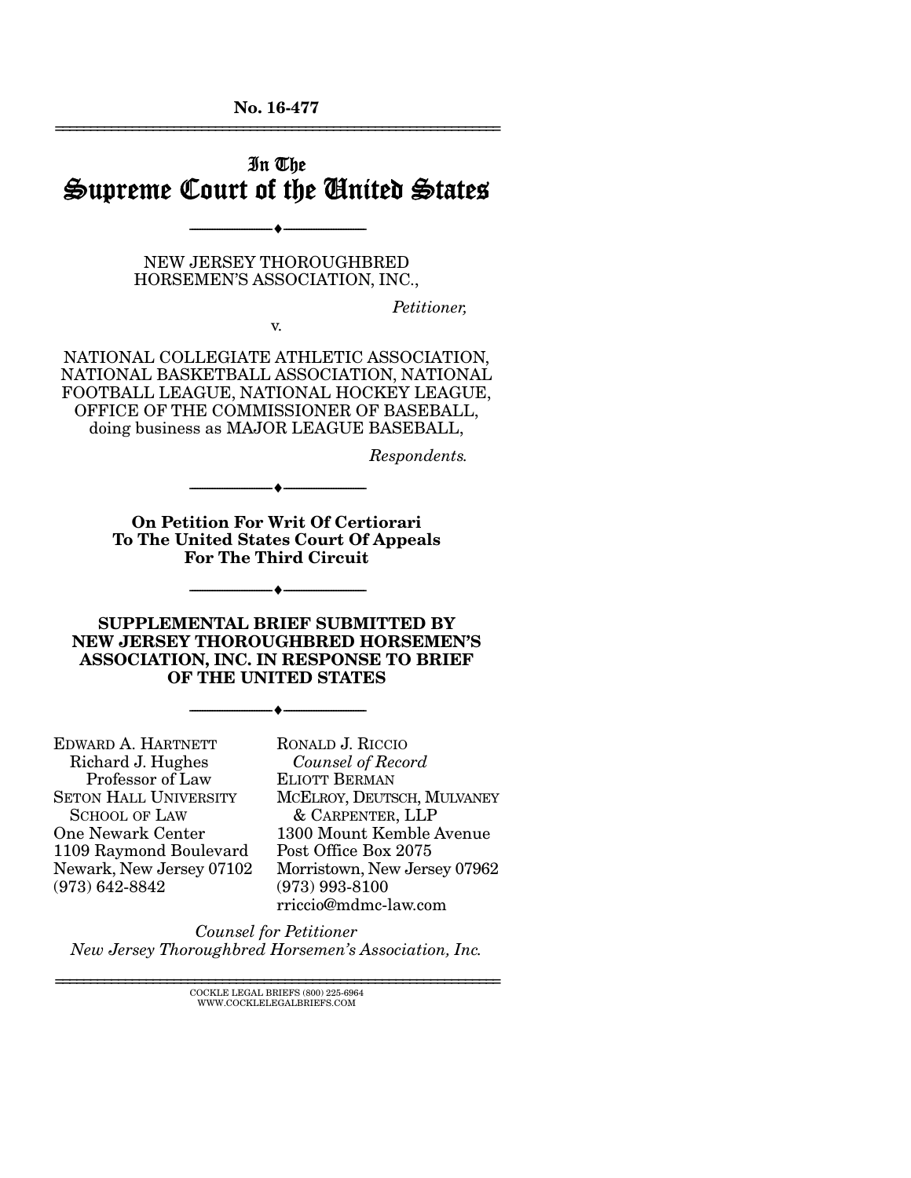No. 16-477

# In The Supreme Court of the United States

---

NEW JERSEY THOROUGHBRED HORSEMEN'S ASSOCIATION, INC.,

*Petitioner,*

v.

NATIONAL COLLEGIATE ATHLETIC ASSOCIATION, NATIONAL BASKETBALL ASSOCIATION, NATIONAL FOOTBALL LEAGUE, NATIONAL HOCKEY LEAGUE, OFFICE OF THE COMMISSIONER OF BASEBALL, doing business as MAJOR LEAGUE BASEBALL,

*Respondents.*

---

**On Petition For Writ Of Certiorari To The United States Court Of Appeals For The Third Circuit**

---

**SUPPLEMENTAL BRIEF SUBMITTED BY NEW JERSEY THOROUGHBRED HORSEMEN'S ASSOCIATION, INC. IN RESPONSE TO BRIEF OF THE UNITED STATES**

---

EDWARD A. HARTNETT
Richard J. Hughes Professor of Law
SETON HALL UNIVERSITY SCHOOL OF LAW
One Newark Center
1109 Raymond Boulevard
Newark, New Jersey 07102
(973) 642-8842

RONALD J. RICCIO
*Counsel of Record*
ELIOTT BERMAN
MCELROY, DEUTSCH, MULVANEY & CARPENTER, LLP
1300 Mount Kemble Avenue
Post Office Box 2075
Morristown, New Jersey 07962
(973) 993-8100
rriccio@mdmc-law.com

*Counsel for Petitioner*
*New Jersey Thoroughbred Horsemen's Association, Inc.*

COCKLE LEGAL BRIEFS (800) 225-6964
WWW.COCKLELEGALBRIEFS.COM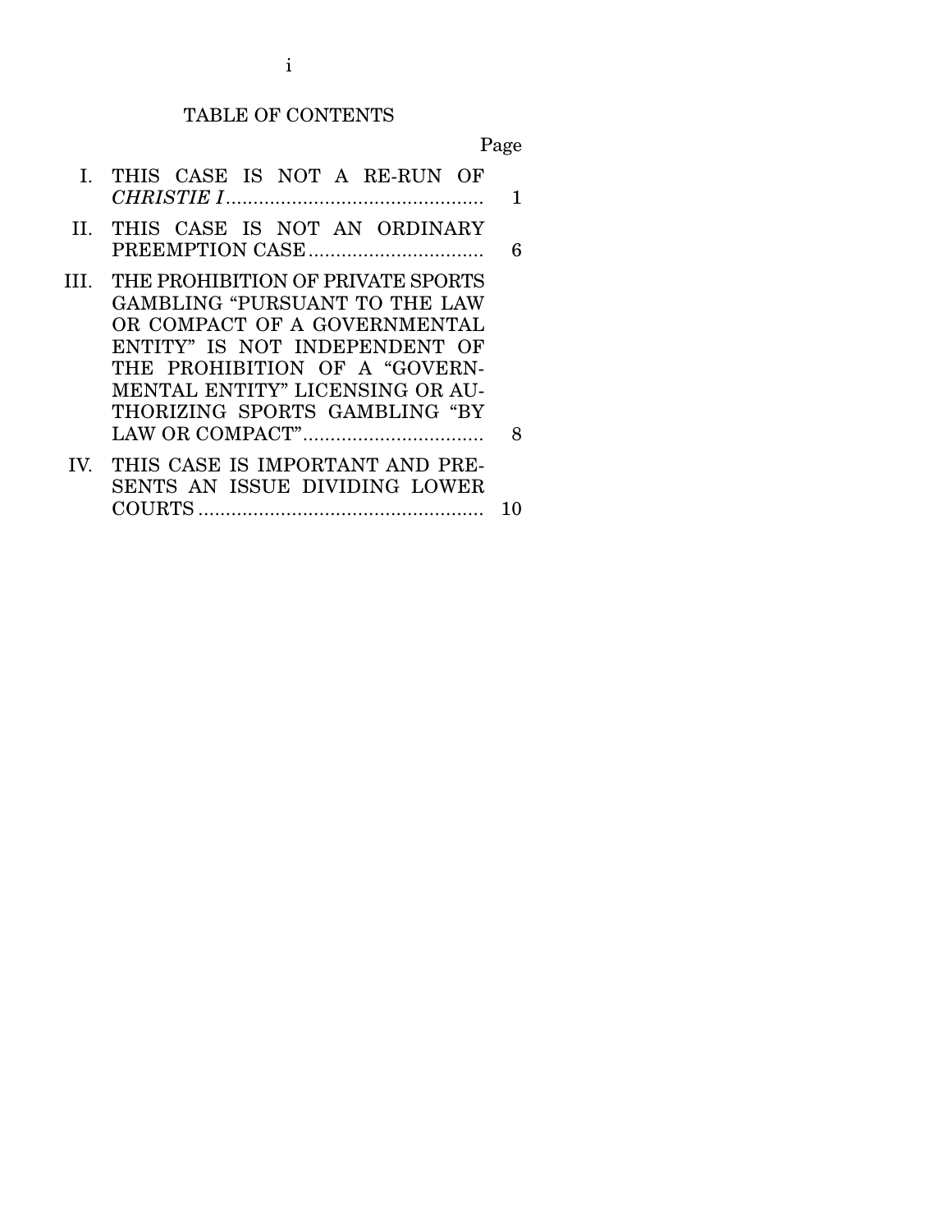# TABLE OF CONTENTS

| | | Page |
|---|---|---|
| I. | THIS CASE IS NOT A RE-RUN OF *CHRISTIE I* | 1 |
| II. | THIS CASE IS NOT AN ORDINARY PREEMPTION CASE | 6 |
| III. | THE PROHIBITION OF PRIVATE SPORTS GAMBLING "PURSUANT TO THE LAW OR COMPACT OF A GOVERNMENTAL ENTITY" IS NOT INDEPENDENT OF THE PROHIBITION OF A "GOVERNMENTAL ENTITY" LICENSING OR AUTHORIZING SPORTS GAMBLING "BY LAW OR COMPACT" | 8 |
| IV. | THIS CASE IS IMPORTANT AND PRESENTS AN ISSUE DIVIDING LOWER COURTS | 10 |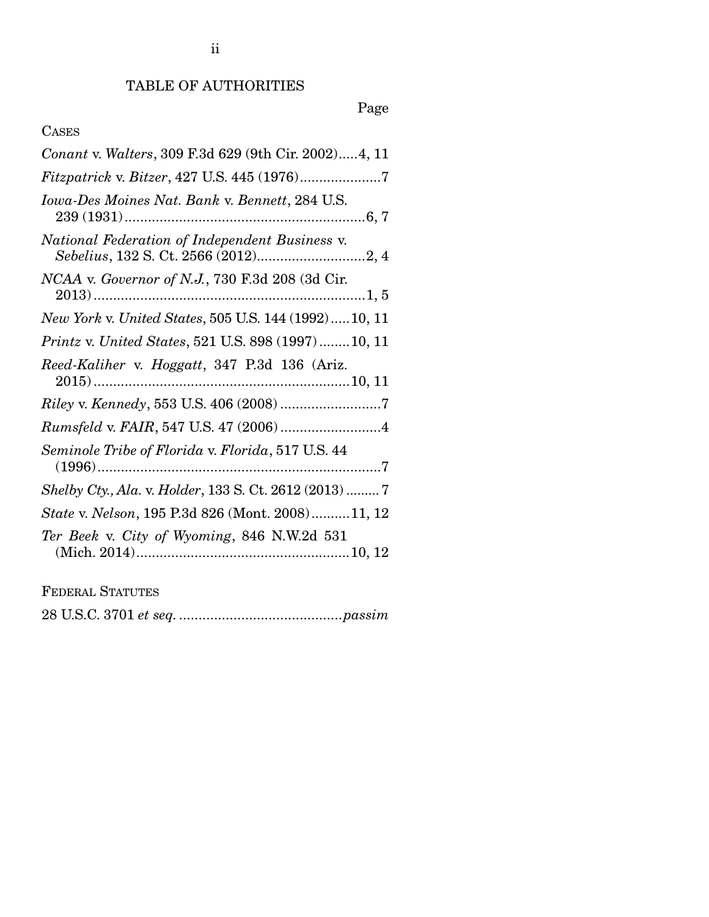# TABLE OF AUTHORITIES

Page

CASES

*Conant* v. *Walters*, 309 F.3d 629 (9th Cir. 2002).....4, 11

*Fitzpatrick* v. *Bitzer*, 427 U.S. 445 (1976).....................7

*Iowa-Des Moines Nat. Bank* v. *Bennett*, 284 U.S. 239 (1931)..............................................................6, 7

*National Federation of Independent Business* v. *Sebelius*, 132 S. Ct. 2566 (2012)............................2, 4

*NCAA* v. *Governor of N.J.*, 730 F.3d 208 (3d Cir. 2013).......................................................................1, 5

*New York* v. *United States*, 505 U.S. 144 (1992).....10, 11

*Printz* v. *United States*, 521 U.S. 898 (1997)........10, 11

*Reed-Kaliher* v. *Hoggatt*, 347 P.3d 136 (Ariz. 2015)..................................................................10, 11

*Riley* v. *Kennedy*, 553 U.S. 406 (2008)..........................7

*Rumsfeld* v. *FAIR*, 547 U.S. 47 (2006)..........................4

*Seminole Tribe of Florida* v. *Florida*, 517 U.S. 44 (1996)..........................................................................7

*Shelby Cty., Ala.* v. *Holder*, 133 S. Ct. 2612 (2013).........7

*State* v. *Nelson*, 195 P.3d 826 (Mont. 2008)..........11, 12

*Ter Beek* v. *City of Wyoming*, 846 N.W.2d 531 (Mich. 2014).......................................................10, 12

FEDERAL STATUTES

28 U.S.C. 3701 *et seq.* ..........................................*passim*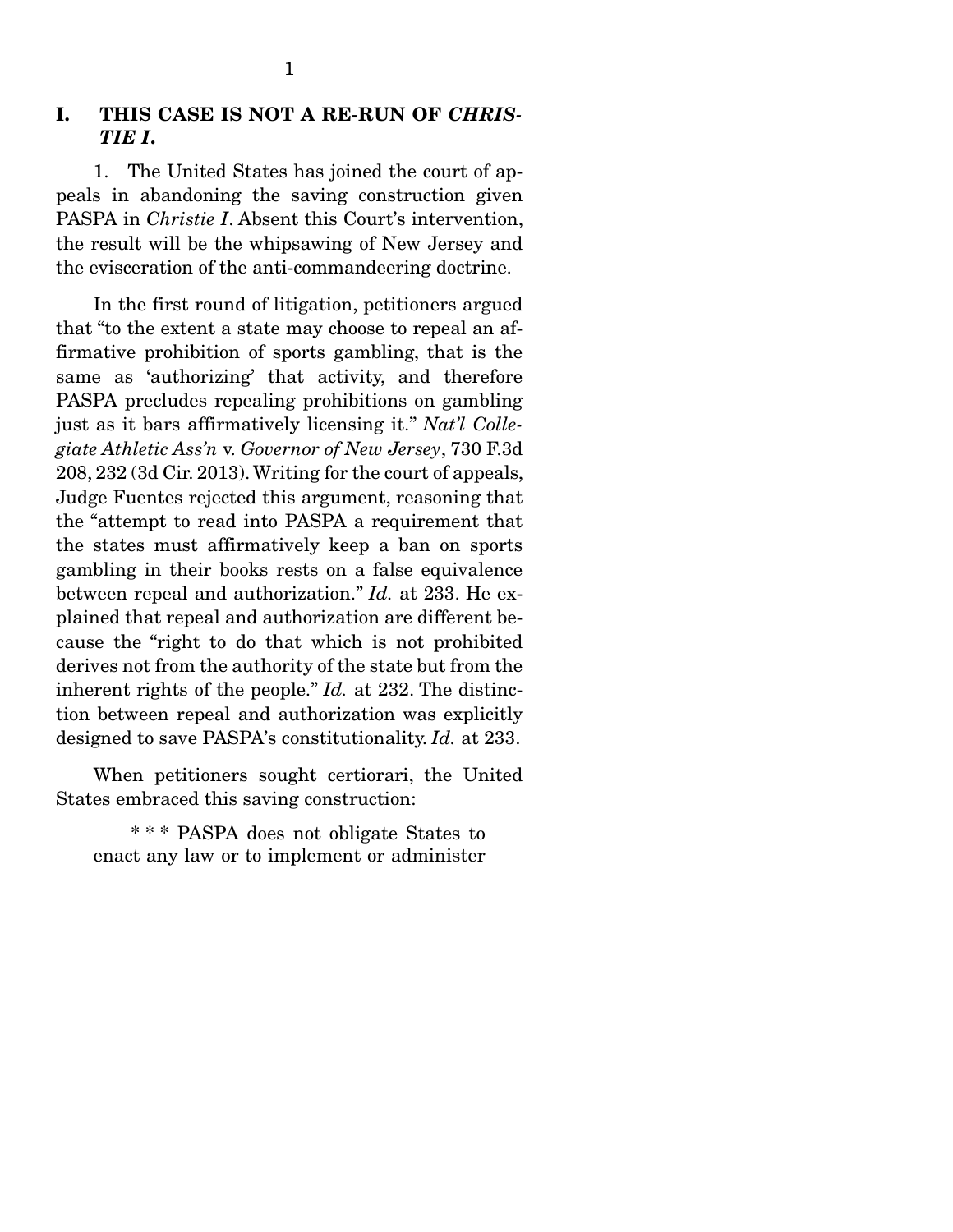## I. THIS CASE IS NOT A RE-RUN OF *CHRISTIE I*.

1. The United States has joined the court of appeals in abandoning the saving construction given PASPA in *Christie I*. Absent this Court's intervention, the result will be the whipsawing of New Jersey and the evisceration of the anti-commandeering doctrine.

In the first round of litigation, petitioners argued that "to the extent a state may choose to repeal an affirmative prohibition of sports gambling, that is the same as 'authorizing' that activity, and therefore PASPA precludes repealing prohibitions on gambling just as it bars affirmatively licensing it." *Nat'l Collegiate Athletic Ass'n* v. *Governor of New Jersey*, 730 F.3d 208, 232 (3d Cir. 2013). Writing for the court of appeals, Judge Fuentes rejected this argument, reasoning that the "attempt to read into PASPA a requirement that the states must affirmatively keep a ban on sports gambling in their books rests on a false equivalence between repeal and authorization." *Id.* at 233. He explained that repeal and authorization are different because the "right to do that which is not prohibited derives not from the authority of the state but from the inherent rights of the people." *Id.* at 232. The distinction between repeal and authorization was explicitly designed to save PASPA's constitutionality. *Id.* at 233.

When petitioners sought certiorari, the United States embraced this saving construction:

> * * * PASPA does not obligate States to enact any law or to implement or administer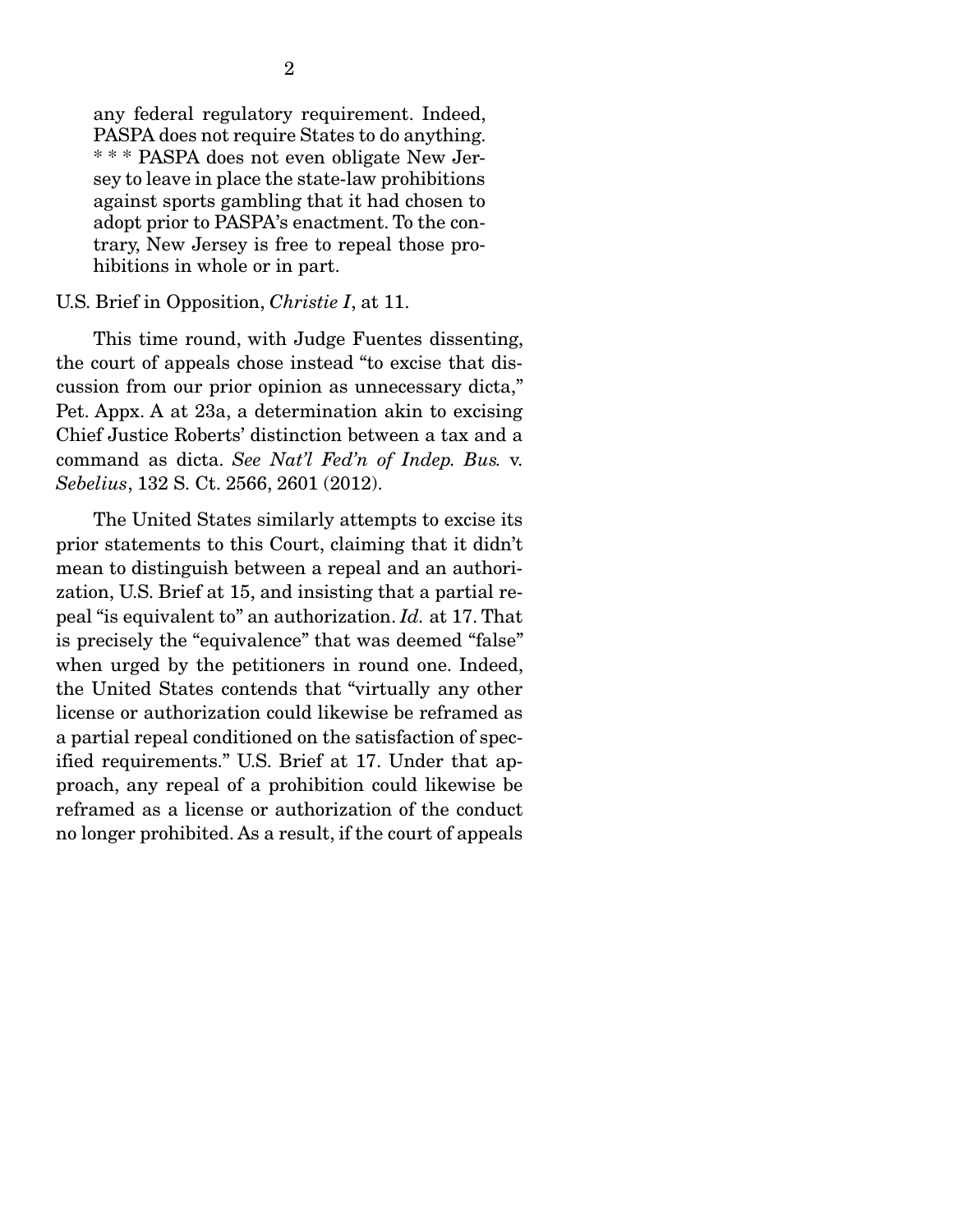> any federal regulatory requirement. Indeed, PASPA does not require States to do anything. * * * PASPA does not even obligate New Jersey to leave in place the state-law prohibitions against sports gambling that it had chosen to adopt prior to PASPA's enactment. To the contrary, New Jersey is free to repeal those prohibitions in whole or in part.

U.S. Brief in Opposition, *Christie I*, at 11.

This time round, with Judge Fuentes dissenting, the court of appeals chose instead "to excise that discussion from our prior opinion as unnecessary dicta," Pet. Appx. A at 23a, a determination akin to excising Chief Justice Roberts' distinction between a tax and a command as dicta. *See Nat'l Fed'n of Indep. Bus.* v. *Sebelius*, 132 S. Ct. 2566, 2601 (2012).

The United States similarly attempts to excise its prior statements to this Court, claiming that it didn't mean to distinguish between a repeal and an authorization, U.S. Brief at 15, and insisting that a partial repeal "is equivalent to" an authorization. *Id.* at 17. That is precisely the "equivalence" that was deemed "false" when urged by the petitioners in round one. Indeed, the United States contends that "virtually any other license or authorization could likewise be reframed as a partial repeal conditioned on the satisfaction of specified requirements." U.S. Brief at 17. Under that approach, any repeal of a prohibition could likewise be reframed as a license or authorization of the conduct no longer prohibited. As a result, if the court of appeals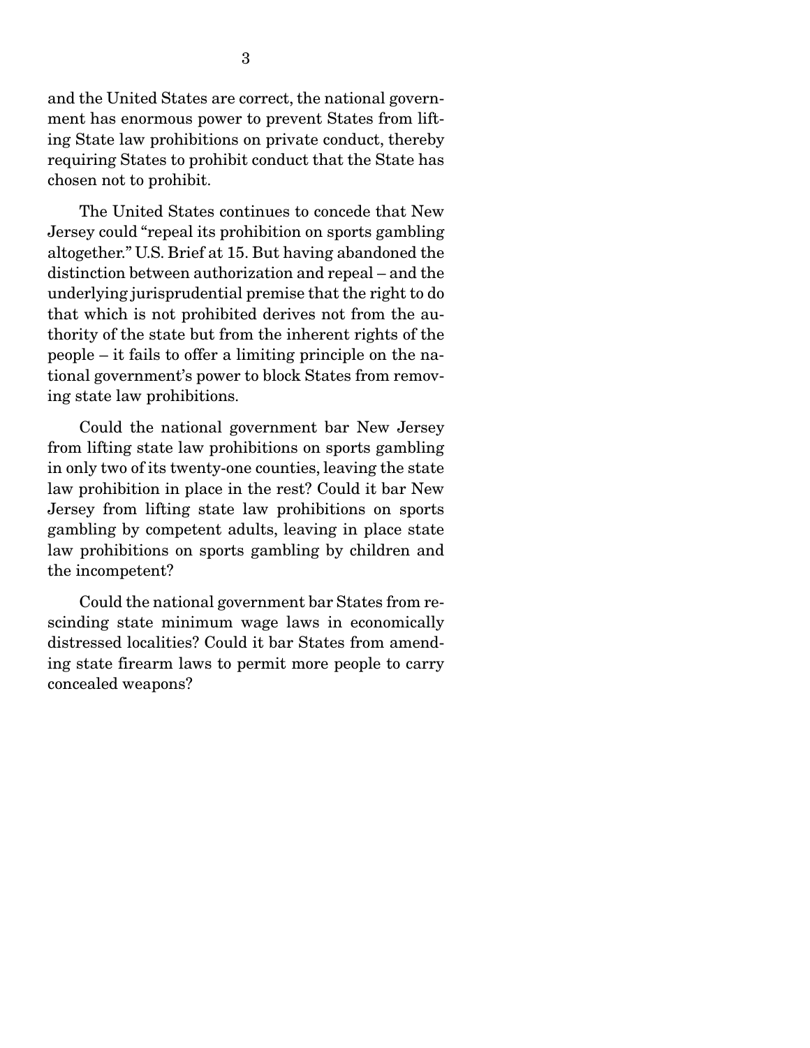and the United States are correct, the national government has enormous power to prevent States from lifting State law prohibitions on private conduct, thereby requiring States to prohibit conduct that the State has chosen not to prohibit.

The United States continues to concede that New Jersey could "repeal its prohibition on sports gambling altogether." U.S. Brief at 15. But having abandoned the distinction between authorization and repeal – and the underlying jurisprudential premise that the right to do that which is not prohibited derives not from the authority of the state but from the inherent rights of the people – it fails to offer a limiting principle on the national government's power to block States from removing state law prohibitions.

Could the national government bar New Jersey from lifting state law prohibitions on sports gambling in only two of its twenty-one counties, leaving the state law prohibition in place in the rest? Could it bar New Jersey from lifting state law prohibitions on sports gambling by competent adults, leaving in place state law prohibitions on sports gambling by children and the incompetent?

Could the national government bar States from rescinding state minimum wage laws in economically distressed localities? Could it bar States from amending state firearm laws to permit more people to carry concealed weapons?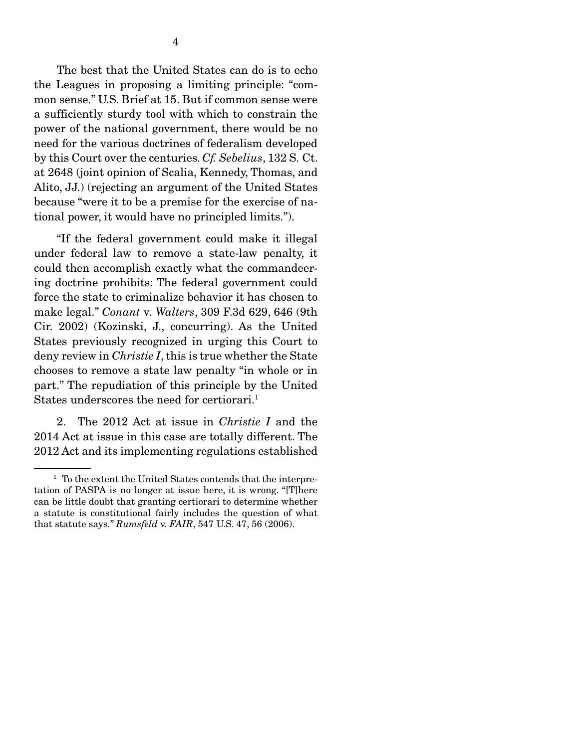The best that the United States can do is to echo the Leagues in proposing a limiting principle: "common sense." U.S. Brief at 15. But if common sense were a sufficiently sturdy tool with which to constrain the power of the national government, there would be no need for the various doctrines of federalism developed by this Court over the centuries. *Cf. Sebelius*, 132 S. Ct. at 2648 (joint opinion of Scalia, Kennedy, Thomas, and Alito, JJ.) (rejecting an argument of the United States because "were it to be a premise for the exercise of national power, it would have no principled limits.").

"If the federal government could make it illegal under federal law to remove a state-law penalty, it could then accomplish exactly what the commandeering doctrine prohibits: The federal government could force the state to criminalize behavior it has chosen to make legal." *Conant* v. *Walters*, 309 F.3d 629, 646 (9th Cir. 2002) (Kozinski, J., concurring). As the United States previously recognized in urging this Court to deny review in *Christie I*, this is true whether the State chooses to remove a state law penalty "in whole or in part." The repudiation of this principle by the United States underscores the need for certiorari.[1]

2. The 2012 Act at issue in *Christie I* and the 2014 Act at issue in this case are totally different. The 2012 Act and its implementing regulations established

[1] To the extent the United States contends that the interpretation of PASPA is no longer at issue here, it is wrong. "[T]here can be little doubt that granting certiorari to determine whether a statute is constitutional fairly includes the question of what that statute says." *Rumsfeld* v. *FAIR*, 547 U.S. 47, 56 (2006).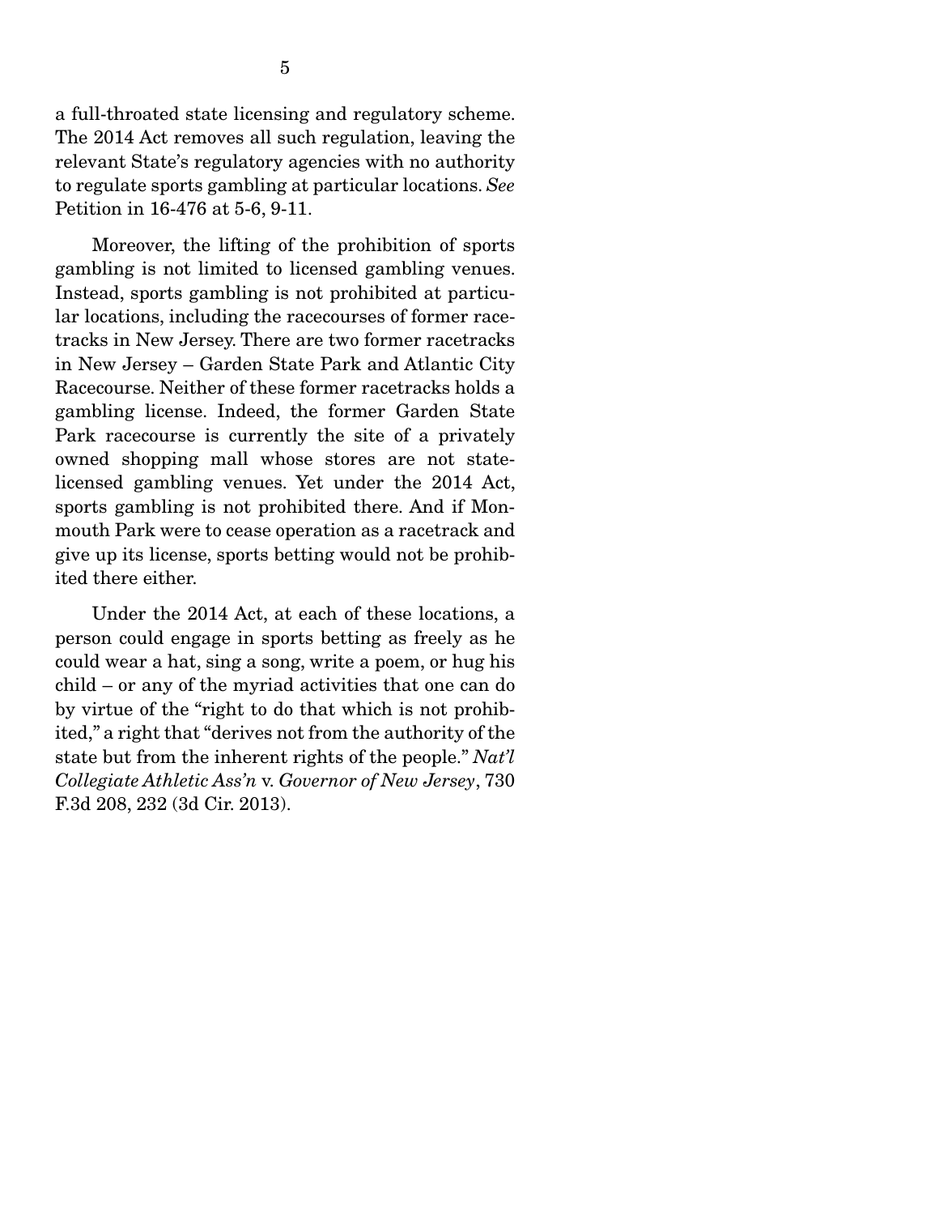a full-throated state licensing and regulatory scheme. The 2014 Act removes all such regulation, leaving the relevant State's regulatory agencies with no authority to regulate sports gambling at particular locations. *See* Petition in 16-476 at 5-6, 9-11.

Moreover, the lifting of the prohibition of sports gambling is not limited to licensed gambling venues. Instead, sports gambling is not prohibited at particular locations, including the racecourses of former racetracks in New Jersey. There are two former racetracks in New Jersey – Garden State Park and Atlantic City Racecourse. Neither of these former racetracks holds a gambling license. Indeed, the former Garden State Park racecourse is currently the site of a privately owned shopping mall whose stores are not state-licensed gambling venues. Yet under the 2014 Act, sports gambling is not prohibited there. And if Monmouth Park were to cease operation as a racetrack and give up its license, sports betting would not be prohibited there either.

Under the 2014 Act, at each of these locations, a person could engage in sports betting as freely as he could wear a hat, sing a song, write a poem, or hug his child – or any of the myriad activities that one can do by virtue of the "right to do that which is not prohibited," a right that "derives not from the authority of the state but from the inherent rights of the people." *Nat'l Collegiate Athletic Ass'n* v. *Governor of New Jersey*, 730 F.3d 208, 232 (3d Cir. 2013).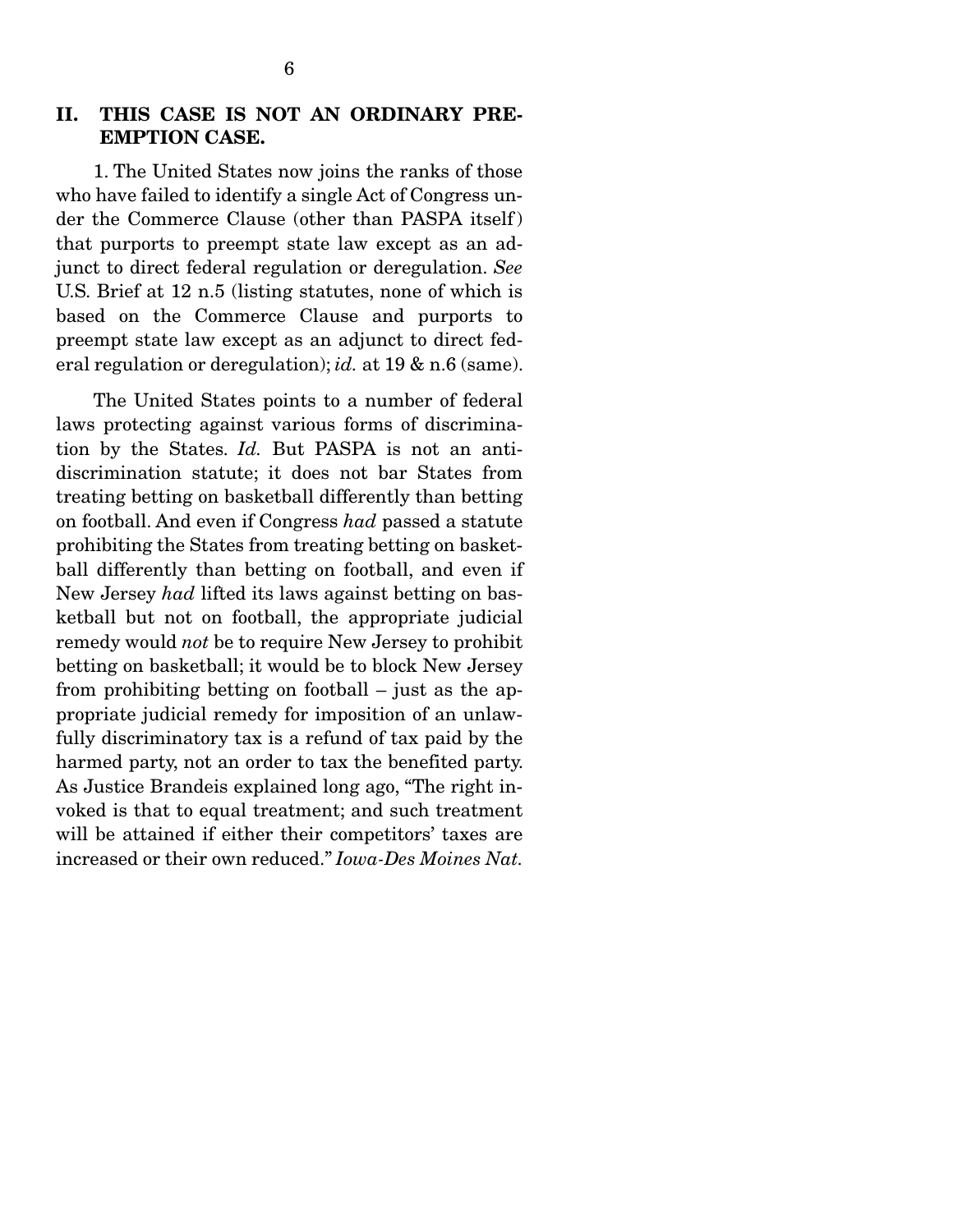## II. THIS CASE IS NOT AN ORDINARY PREEMPTION CASE.

1. The United States now joins the ranks of those who have failed to identify a single Act of Congress under the Commerce Clause (other than PASPA itself) that purports to preempt state law except as an adjunct to direct federal regulation or deregulation. *See* U.S. Brief at 12 n.5 (listing statutes, none of which is based on the Commerce Clause and purports to preempt state law except as an adjunct to direct federal regulation or deregulation); *id.* at 19 & n.6 (same).

The United States points to a number of federal laws protecting against various forms of discrimination by the States. *Id.* But PASPA is not an anti-discrimination statute; it does not bar States from treating betting on basketball differently than betting on football. And even if Congress *had* passed a statute prohibiting the States from treating betting on basketball differently than betting on football, and even if New Jersey *had* lifted its laws against betting on basketball but not on football, the appropriate judicial remedy would *not* be to require New Jersey to prohibit betting on basketball; it would be to block New Jersey from prohibiting betting on football – just as the appropriate judicial remedy for imposition of an unlawfully discriminatory tax is a refund of tax paid by the harmed party, not an order to tax the benefited party. As Justice Brandeis explained long ago, "The right invoked is that to equal treatment; and such treatment will be attained if either their competitors' taxes are increased or their own reduced." *Iowa-Des Moines Nat.*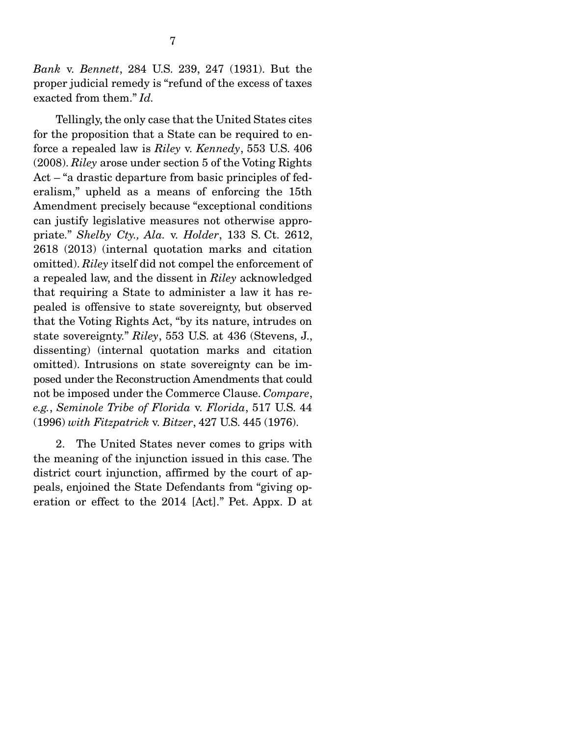*Bank* v. *Bennett*, 284 U.S. 239, 247 (1931). But the proper judicial remedy is "refund of the excess of taxes exacted from them." *Id.*

Tellingly, the only case that the United States cites for the proposition that a State can be required to enforce a repealed law is *Riley* v. *Kennedy*, 553 U.S. 406 (2008). *Riley* arose under section 5 of the Voting Rights Act – "a drastic departure from basic principles of federalism," upheld as a means of enforcing the 15th Amendment precisely because "exceptional conditions can justify legislative measures not otherwise appropriate." *Shelby Cty., Ala.* v. *Holder*, 133 S. Ct. 2612, 2618 (2013) (internal quotation marks and citation omitted). *Riley* itself did not compel the enforcement of a repealed law, and the dissent in *Riley* acknowledged that requiring a State to administer a law it has repealed is offensive to state sovereignty, but observed that the Voting Rights Act, "by its nature, intrudes on state sovereignty." *Riley*, 553 U.S. at 436 (Stevens, J., dissenting) (internal quotation marks and citation omitted). Intrusions on state sovereignty can be imposed under the Reconstruction Amendments that could not be imposed under the Commerce Clause. *Compare*, *e.g.*, *Seminole Tribe of Florida* v. *Florida*, 517 U.S. 44 (1996) *with Fitzpatrick* v. *Bitzer*, 427 U.S. 445 (1976).

2. The United States never comes to grips with the meaning of the injunction issued in this case. The district court injunction, affirmed by the court of appeals, enjoined the State Defendants from "giving operation or effect to the 2014 [Act]." Pet. Appx. D at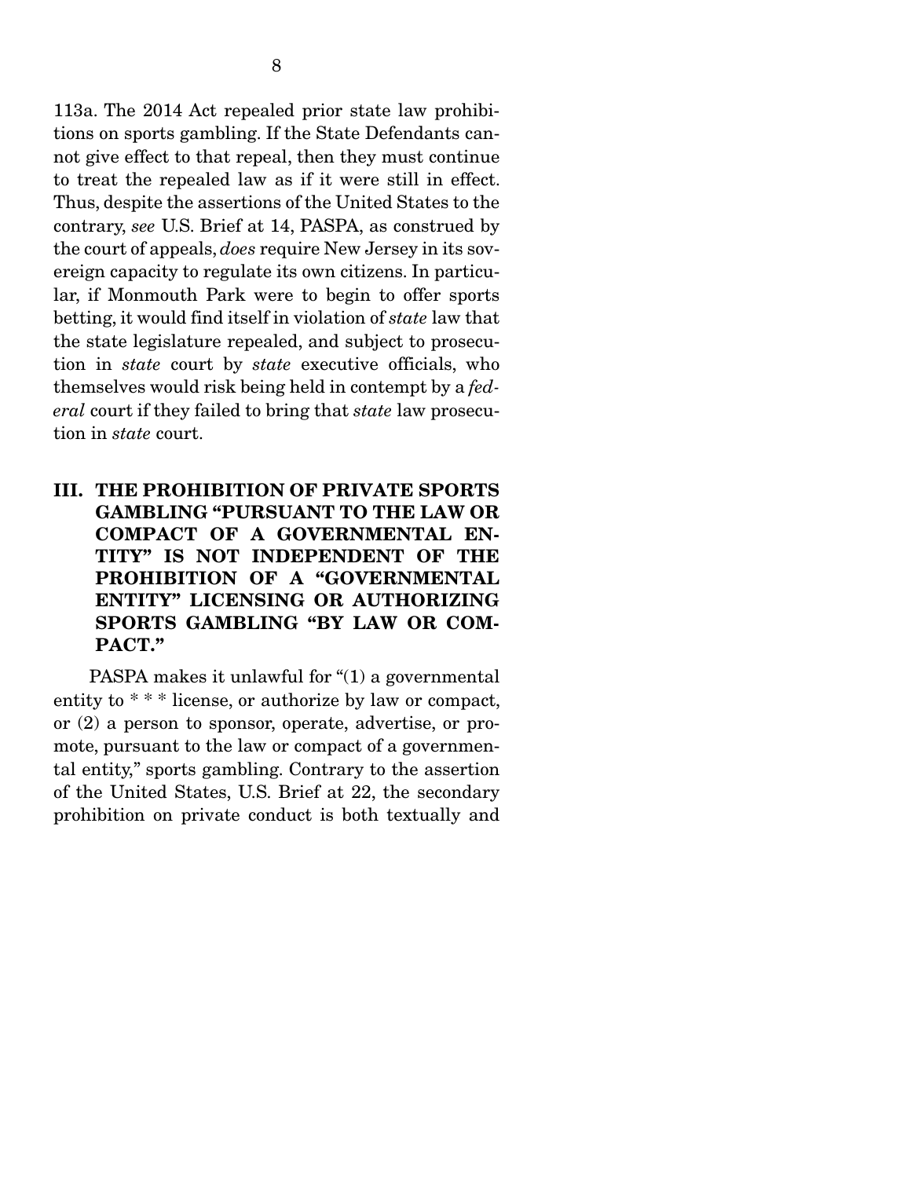113a. The 2014 Act repealed prior state law prohibitions on sports gambling. If the State Defendants cannot give effect to that repeal, then they must continue to treat the repealed law as if it were still in effect. Thus, despite the assertions of the United States to the contrary, *see* U.S. Brief at 14, PASPA, as construed by the court of appeals, *does* require New Jersey in its sovereign capacity to regulate its own citizens. In particular, if Monmouth Park were to begin to offer sports betting, it would find itself in violation of *state* law that the state legislature repealed, and subject to prosecution in *state* court by *state* executive officials, who themselves would risk being held in contempt by a *federal* court if they failed to bring that *state* law prosecution in *state* court.

## III. THE PROHIBITION OF PRIVATE SPORTS GAMBLING "PURSUANT TO THE LAW OR COMPACT OF A GOVERNMENTAL ENTITY" IS NOT INDEPENDENT OF THE PROHIBITION OF A "GOVERNMENTAL ENTITY" LICENSING OR AUTHORIZING SPORTS GAMBLING "BY LAW OR COMPACT."

PASPA makes it unlawful for "(1) a governmental entity to * * * license, or authorize by law or compact, or (2) a person to sponsor, operate, advertise, or promote, pursuant to the law or compact of a governmental entity," sports gambling. Contrary to the assertion of the United States, U.S. Brief at 22, the secondary prohibition on private conduct is both textually and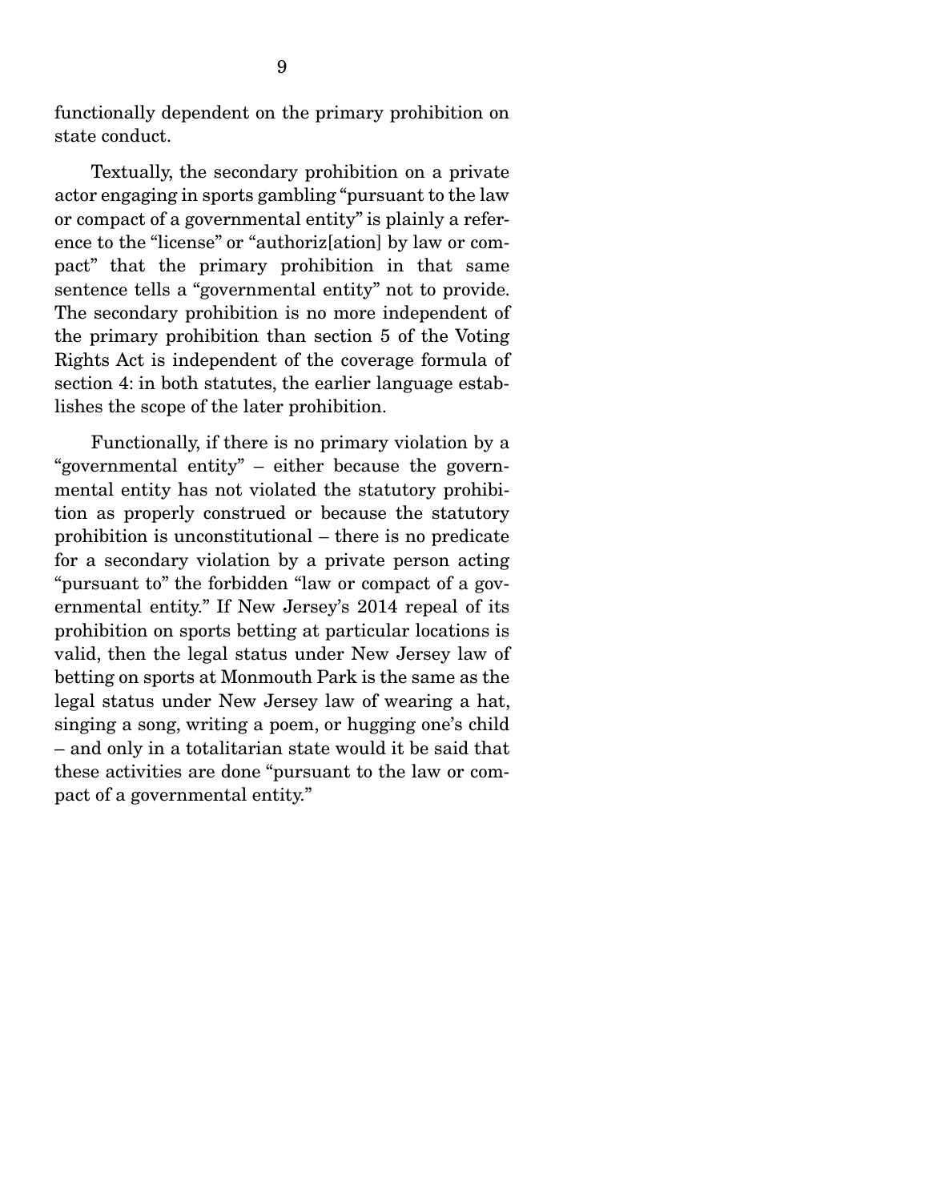functionally dependent on the primary prohibition on state conduct.

Textually, the secondary prohibition on a private actor engaging in sports gambling "pursuant to the law or compact of a governmental entity" is plainly a reference to the "license" or "authoriz[ation] by law or compact" that the primary prohibition in that same sentence tells a "governmental entity" not to provide. The secondary prohibition is no more independent of the primary prohibition than section 5 of the Voting Rights Act is independent of the coverage formula of section 4: in both statutes, the earlier language establishes the scope of the later prohibition.

Functionally, if there is no primary violation by a "governmental entity" – either because the governmental entity has not violated the statutory prohibition as properly construed or because the statutory prohibition is unconstitutional – there is no predicate for a secondary violation by a private person acting "pursuant to" the forbidden "law or compact of a governmental entity." If New Jersey's 2014 repeal of its prohibition on sports betting at particular locations is valid, then the legal status under New Jersey law of betting on sports at Monmouth Park is the same as the legal status under New Jersey law of wearing a hat, singing a song, writing a poem, or hugging one's child – and only in a totalitarian state would it be said that these activities are done "pursuant to the law or compact of a governmental entity."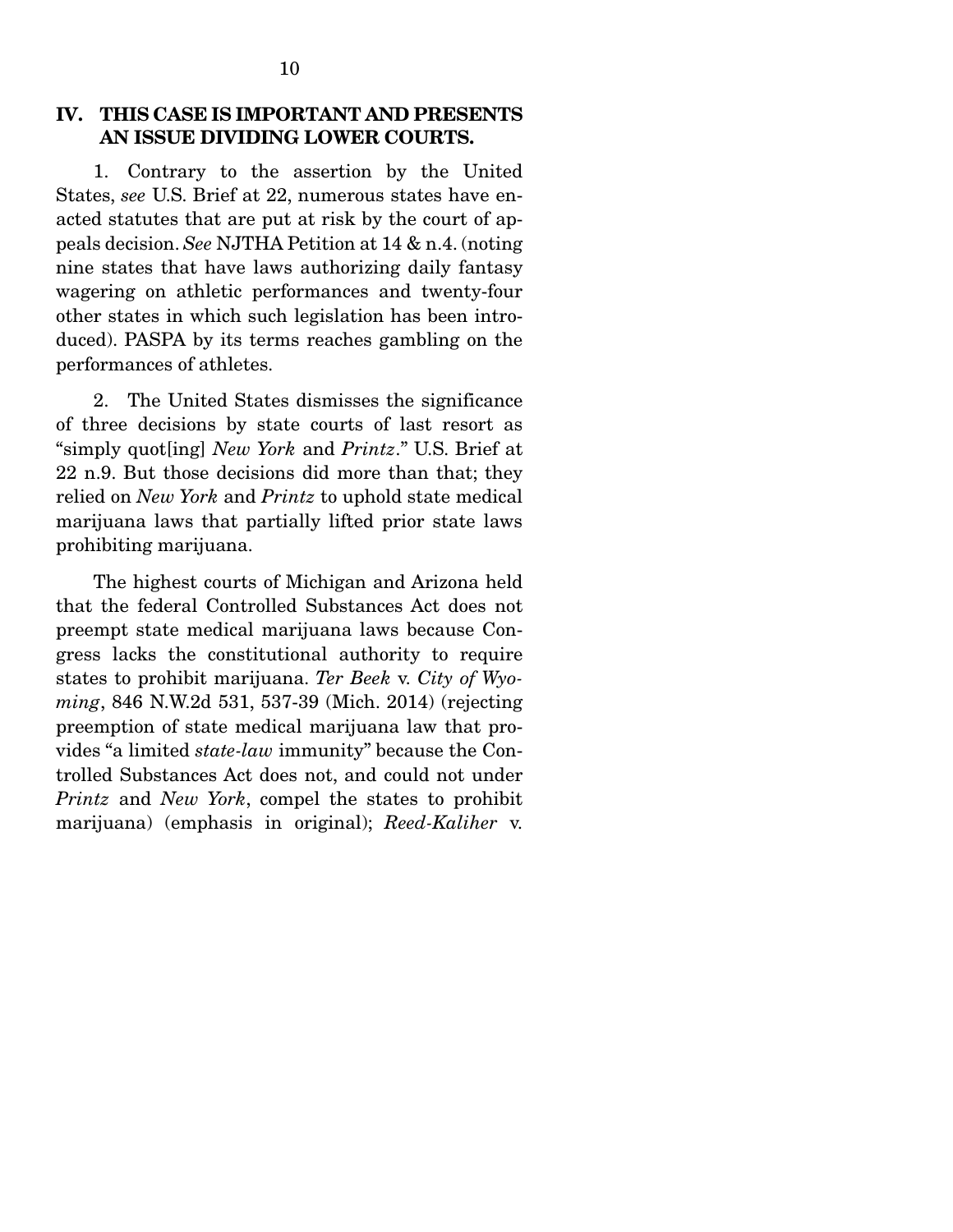## IV. THIS CASE IS IMPORTANT AND PRESENTS AN ISSUE DIVIDING LOWER COURTS.

1. Contrary to the assertion by the United States, *see* U.S. Brief at 22, numerous states have enacted statutes that are put at risk by the court of appeals decision. *See* NJTHA Petition at 14 & n.4. (noting nine states that have laws authorizing daily fantasy wagering on athletic performances and twenty-four other states in which such legislation has been introduced). PASPA by its terms reaches gambling on the performances of athletes.

2. The United States dismisses the significance of three decisions by state courts of last resort as "simply quot[ing] *New York* and *Printz*." U.S. Brief at 22 n.9. But those decisions did more than that; they relied on *New York* and *Printz* to uphold state medical marijuana laws that partially lifted prior state laws prohibiting marijuana.

The highest courts of Michigan and Arizona held that the federal Controlled Substances Act does not preempt state medical marijuana laws because Congress lacks the constitutional authority to require states to prohibit marijuana. *Ter Beek* v. *City of Wyoming*, 846 N.W.2d 531, 537-39 (Mich. 2014) (rejecting preemption of state medical marijuana law that provides "a limited *state-law* immunity" because the Controlled Substances Act does not, and could not under *Printz* and *New York*, compel the states to prohibit marijuana) (emphasis in original); *Reed-Kaliher* v.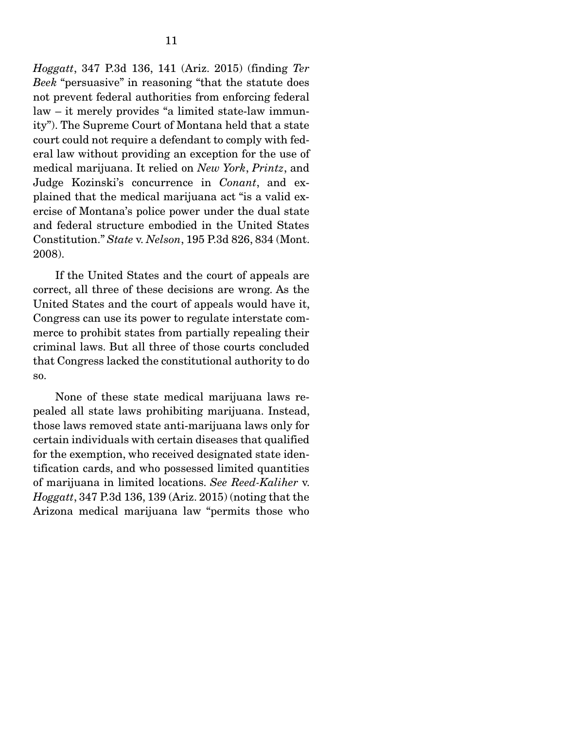*Hoggatt*, 347 P.3d 136, 141 (Ariz. 2015) (finding *Ter Beek* "persuasive" in reasoning "that the statute does not prevent federal authorities from enforcing federal law – it merely provides "a limited state-law immunity"). The Supreme Court of Montana held that a state court could not require a defendant to comply with federal law without providing an exception for the use of medical marijuana. It relied on *New York*, *Printz*, and Judge Kozinski's concurrence in *Conant*, and explained that the medical marijuana act "is a valid exercise of Montana's police power under the dual state and federal structure embodied in the United States Constitution." *State* v. *Nelson*, 195 P.3d 826, 834 (Mont. 2008).

If the United States and the court of appeals are correct, all three of these decisions are wrong. As the United States and the court of appeals would have it, Congress can use its power to regulate interstate commerce to prohibit states from partially repealing their criminal laws. But all three of those courts concluded that Congress lacked the constitutional authority to do so.

None of these state medical marijuana laws repealed all state laws prohibiting marijuana. Instead, those laws removed state anti-marijuana laws only for certain individuals with certain diseases that qualified for the exemption, who received designated state identification cards, and who possessed limited quantities of marijuana in limited locations. *See Reed-Kaliher* v. *Hoggatt*, 347 P.3d 136, 139 (Ariz. 2015) (noting that the Arizona medical marijuana law "permits those who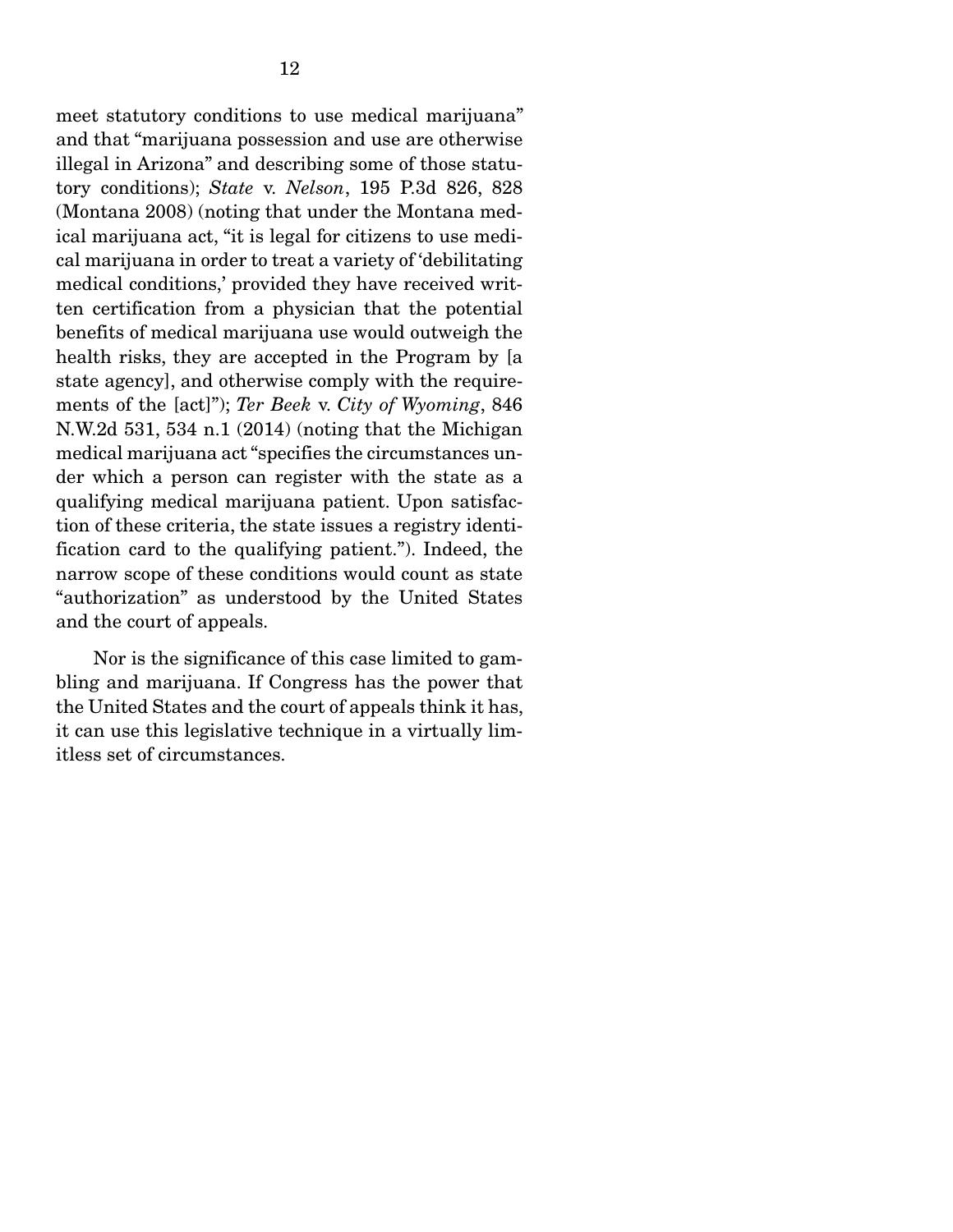meet statutory conditions to use medical marijuana" and that "marijuana possession and use are otherwise illegal in Arizona" and describing some of those statutory conditions); *State* v. *Nelson*, 195 P.3d 826, 828 (Montana 2008) (noting that under the Montana medical marijuana act, "it is legal for citizens to use medical marijuana in order to treat a variety of 'debilitating medical conditions,' provided they have received written certification from a physician that the potential benefits of medical marijuana use would outweigh the health risks, they are accepted in the Program by [a state agency], and otherwise comply with the requirements of the [act]"); *Ter Beek* v. *City of Wyoming*, 846 N.W.2d 531, 534 n.1 (2014) (noting that the Michigan medical marijuana act "specifies the circumstances under which a person can register with the state as a qualifying medical marijuana patient. Upon satisfaction of these criteria, the state issues a registry identification card to the qualifying patient."). Indeed, the narrow scope of these conditions would count as state "authorization" as understood by the United States and the court of appeals.

Nor is the significance of this case limited to gambling and marijuana. If Congress has the power that the United States and the court of appeals think it has, it can use this legislative technique in a virtually limitless set of circumstances.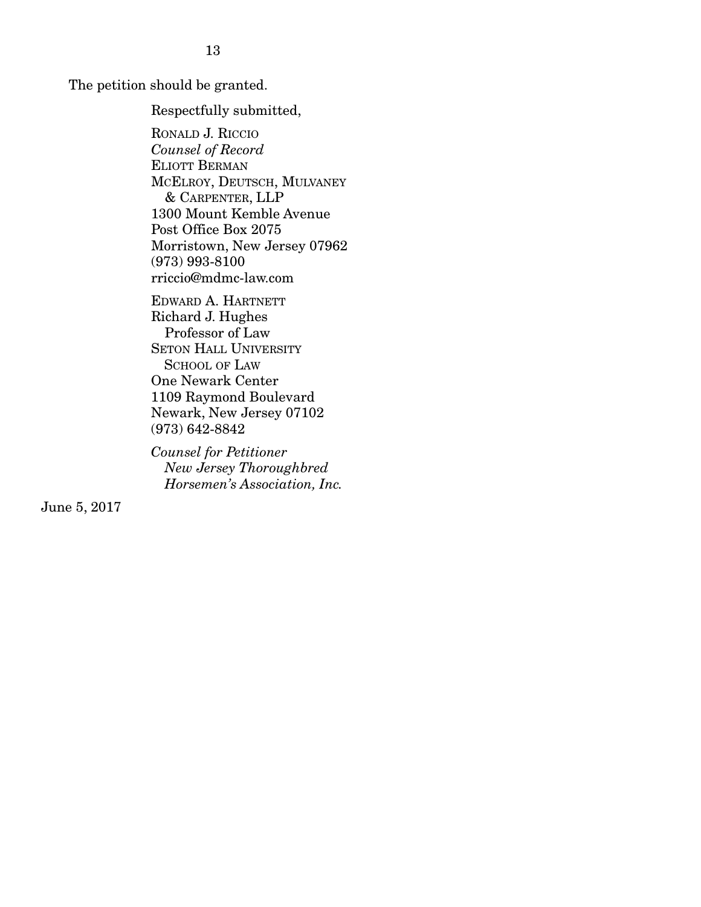The petition should be granted.

Respectfully submitted,

RONALD J. RICCIO
*Counsel of Record*
ELIOTT BERMAN
MCELROY, DEUTSCH, MULVANEY & CARPENTER, LLP
1300 Mount Kemble Avenue
Post Office Box 2075
Morristown, New Jersey 07962
(973) 993-8100
rriccio@mdmc-law.com

EDWARD A. HARTNETT
Richard J. Hughes Professor of Law
SETON HALL UNIVERSITY SCHOOL OF LAW
One Newark Center
1109 Raymond Boulevard
Newark, New Jersey 07102
(973) 642-8842

*Counsel for Petitioner New Jersey Thoroughbred Horsemen's Association, Inc.*

June 5, 2017